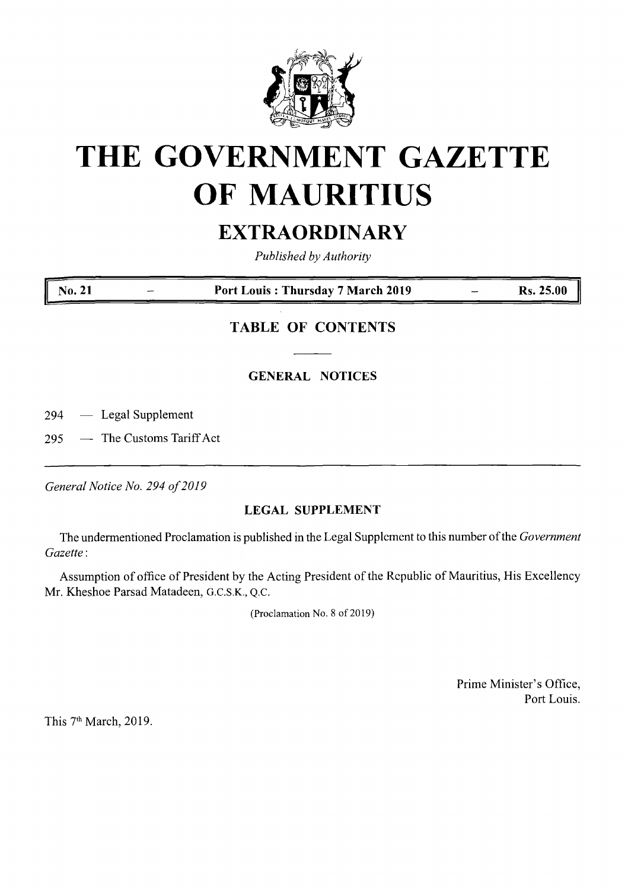# THE GOVERNMENT GAZETTE OF MAURITIUS

## EXTRAORDINARY

*Published by Authority*

| No. 21 | – | Port Louis : Thursday 7 March 2019 | – | Rs. 25.00 |
|---|---|---|---|---|

## TABLE OF CONTENTS

### GENERAL NOTICES

294 — Legal Supplement

295 — The Customs Tariff Act

---

*General Notice No. 294 of 2019*

### LEGAL SUPPLEMENT

The undermentioned Proclamation is published in the Legal Supplement to this number of the *Government Gazette* :

Assumption of office of President by the Acting President of the Republic of Mauritius, His Excellency Mr. Kheshoe Parsad Matadeen, G.C.S.K., Q.C.

(Proclamation No. 8 of 2019)

Prime Minister's Office,
Port Louis.

This 7th March, 2019.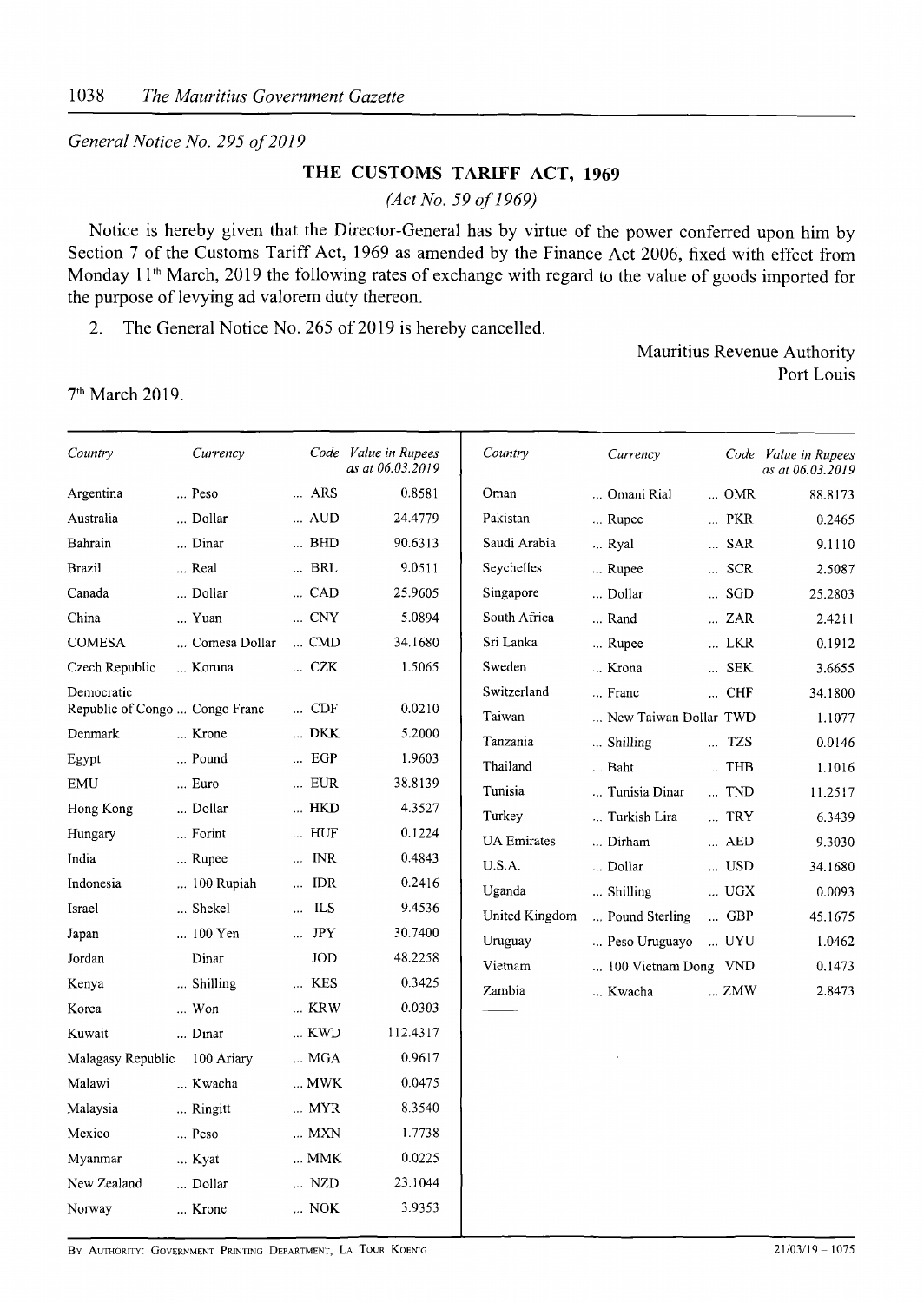*General Notice No. 295 of 2019*

## THE CUSTOMS TARIFF ACT, 1969

*(Act No. 59 of 1969)*

Notice is hereby given that the Director-General has by virtue of the power conferred upon him by Section 7 of the Customs Tariff Act, 1969 as amended by the Finance Act 2006, fixed with effect from Monday 11th March, 2019 the following rates of exchange with regard to the value of goods imported for the purpose of levying ad valorem duty thereon.

2. The General Notice No. 265 of 2019 is hereby cancelled.

Mauritius Revenue Authority
Port Louis

7th March 2019.

| *Country* | *Currency* | *Code* | *Value in Rupees as at 06.03.2019* |
|---|---|---|---|
| Argentina | ... Peso | ... ARS | 0.8581 |
| Australia | ... Dollar | ... AUD | 24.4779 |
| Bahrain | ... Dinar | ... BHD | 90.6313 |
| Brazil | ... Real | ... BRL | 9.0511 |
| Canada | ... Dollar | ... CAD | 25.9605 |
| China | ... Yuan | ... CNY | 5.0894 |
| COMESA | ... Comesa Dollar | ... CMD | 34.1680 |
| Czech Republic | ... Koruna | ... CZK | 1.5065 |
| Democratic Republic of Congo | ... Congo Franc | ... CDF | 0.0210 |
| Denmark | ... Krone | ... DKK | 5.2000 |
| Egypt | ... Pound | ... EGP | 1.9603 |
| EMU | ... Euro | ... EUR | 38.8139 |
| Hong Kong | ... Dollar | ... HKD | 4.3527 |
| Hungary | ... Forint | ... HUF | 0.1224 |
| India | ... Rupee | ... INR | 0.4843 |
| Indonesia | ... 100 Rupiah | ... IDR | 0.2416 |
| Israel | ... Shekel | ... ILS | 9.4536 |
| Japan | ... 100 Yen | ... JPY | 30.7400 |
| Jordan | Dinar | JOD | 48.2258 |
| Kenya | ... Shilling | ... KES | 0.3425 |
| Korea | ... Won | ... KRW | 0.0303 |
| Kuwait | ... Dinar | ... KWD | 112.4317 |
| Malagasy Republic | 100 Ariary | ... MGA | 0.9617 |
| Malawi | ... Kwacha | ... MWK | 0.0475 |
| Malaysia | ... Ringitt | ... MYR | 8.3540 |
| Mexico | ... Peso | ... MXN | 1.7738 |
| Myanmar | ... Kyat | ... MMK | 0.0225 |
| New Zealand | ... Dollar | ... NZD | 23.1044 |
| Norway | ... Krone | ... NOK | 3.9353 |
| Oman | ... Omani Rial | ... OMR | 88.8173 |
| Pakistan | ... Rupee | ... PKR | 0.2465 |
| Saudi Arabia | ... Ryal | ... SAR | 9.1110 |
| Seychelles | ... Rupee | ... SCR | 2.5087 |
| Singapore | ... Dollar | ... SGD | 25.2803 |
| South Africa | ... Rand | ... ZAR | 2.4211 |
| Sri Lanka | ... Rupee | ... LKR | 0.1912 |
| Sweden | ... Krona | ... SEK | 3.6655 |
| Switzerland | ... Franc | ... CHF | 34.1800 |
| Taiwan | ... New Taiwan Dollar | TWD | 1.1077 |
| Tanzania | ... Shilling | ... TZS | 0.0146 |
| Thailand | ... Baht | ... THB | 1.1016 |
| Tunisia | ... Tunisia Dinar | ... TND | 11.2517 |
| Turkey | ... Turkish Lira | ... TRY | 6.3439 |
| UA Emirates | ... Dirham | ... AED | 9.3030 |
| U.S.A. | ... Dollar | ... USD | 34.1680 |
| Uganda | ... Shilling | ... UGX | 0.0093 |
| United Kingdom | ... Pound Sterling | ... GBP | 45.1675 |
| Uruguay | ... Peso Uruguayo | ... UYU | 1.0462 |
| Vietnam | ... 100 Vietnam Dong | VND | 0.1473 |
| Zambia | ... Kwacha | ... ZMW | 2.8473 |